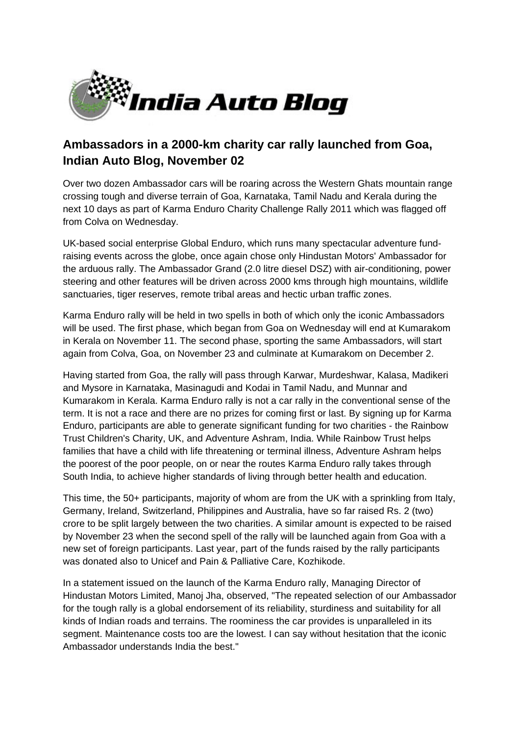# Ambassadors in a 2000-km charity car rally launched from Goa, Indian Auto Blog, November 02

Over two dozen Ambassador cars will be roaring across the Western Ghats mountain range crossing tough and diverse terrain of Goa, Karnataka, Tamil Nadu and Kerala during the next 10 days as part of Karma Enduro Charity Challenge Rally 2011 which was flagged off from Colva on Wednesday.

UK-based social enterprise Global Enduro, which runs many spectacular adventure fund-raising events across the globe, once again chose only Hindustan Motors' Ambassador for the arduous rally. The Ambassador Grand (2.0 litre diesel DSZ) with air-conditioning, power steering and other features will be driven across 2000 kms through high mountains, wildlife sanctuaries, tiger reserves, remote tribal areas and hectic urban traffic zones.

Karma Enduro rally will be held in two spells in both of which only the iconic Ambassadors will be used. The first phase, which began from Goa on Wednesday will end at Kumarakom in Kerala on November 11. The second phase, sporting the same Ambassadors, will start again from Colva, Goa, on November 23 and culminate at Kumarakom on December 2.

Having started from Goa, the rally will pass through Karwar, Murdeshwar, Kalasa, Madikeri and Mysore in Karnataka, Masinagudi and Kodai in Tamil Nadu, and Munnar and Kumarakom in Kerala. Karma Enduro rally is not a car rally in the conventional sense of the term. It is not a race and there are no prizes for coming first or last. By signing up for Karma Enduro, participants are able to generate significant funding for two charities - the Rainbow Trust Children's Charity, UK, and Adventure Ashram, India. While Rainbow Trust helps families that have a child with life threatening or terminal illness, Adventure Ashram helps the poorest of the poor people, on or near the routes Karma Enduro rally takes through South India, to achieve higher standards of living through better health and education.

This time, the 50+ participants, majority of whom are from the UK with a sprinkling from Italy, Germany, Ireland, Switzerland, Philippines and Australia, have so far raised Rs. 2 (two) crore to be split largely between the two charities. A similar amount is expected to be raised by November 23 when the second spell of the rally will be launched again from Goa with a new set of foreign participants. Last year, part of the funds raised by the rally participants was donated also to Unicef and Pain & Palliative Care, Kozhikode.

In a statement issued on the launch of the Karma Enduro rally, Managing Director of Hindustan Motors Limited, Manoj Jha, observed, "The repeated selection of our Ambassador for the tough rally is a global endorsement of its reliability, sturdiness and suitability for all kinds of Indian roads and terrains. The roominess the car provides is unparalleled in its segment. Maintenance costs too are the lowest. I can say without hesitation that the iconic Ambassador understands India the best."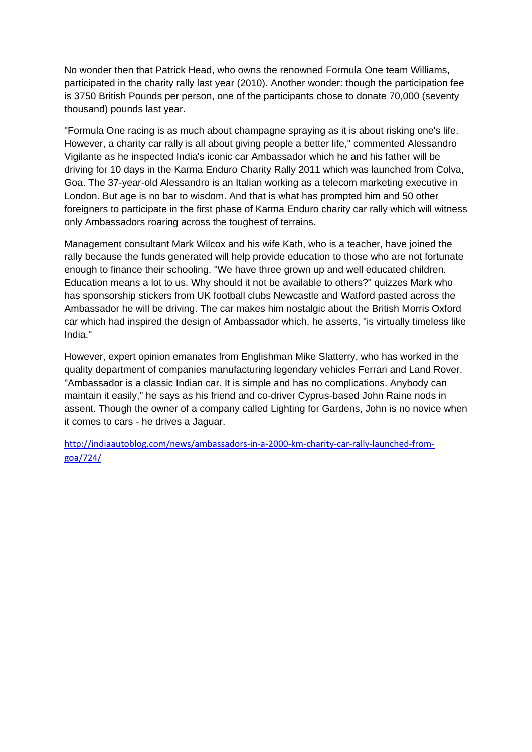No wonder then that Patrick Head, who owns the renowned Formula One team Williams, participated in the charity rally last year (2010). Another wonder: though the participation fee is 3750 British Pounds per person, one of the participants chose to donate 70,000 (seventy thousand) pounds last year.

"Formula One racing is as much about champagne spraying as it is about risking one's life. However, a charity car rally is all about giving people a better life," commented Alessandro Vigilante as he inspected India's iconic car Ambassador which he and his father will be driving for 10 days in the Karma Enduro Charity Rally 2011 which was launched from Colva, Goa. The 37-year-old Alessandro is an Italian working as a telecom marketing executive in London. But age is no bar to wisdom. And that is what has prompted him and 50 other foreigners to participate in the first phase of Karma Enduro charity car rally which will witness only Ambassadors roaring across the toughest of terrains.

Management consultant Mark Wilcox and his wife Kath, who is a teacher, have joined the rally because the funds generated will help provide education to those who are not fortunate enough to finance their schooling. "We have three grown up and well educated children. Education means a lot to us. Why should it not be available to others?" quizzes Mark who has sponsorship stickers from UK football clubs Newcastle and Watford pasted across the Ambassador he will be driving. The car makes him nostalgic about the British Morris Oxford car which had inspired the design of Ambassador which, he asserts, "is virtually timeless like India."

However, expert opinion emanates from Englishman Mike Slatterry, who has worked in the quality department of companies manufacturing legendary vehicles Ferrari and Land Rover. "Ambassador is a classic Indian car. It is simple and has no complications. Anybody can maintain it easily," he says as his friend and co-driver Cyprus-based John Raine nods in assent. Though the owner of a company called Lighting for Gardens, John is no novice when it comes to cars - he drives a Jaguar.

http://indiaautoblog.com/news/ambassadors-in-a-2000-km-charity-car-rally-launched-from-goa/724/